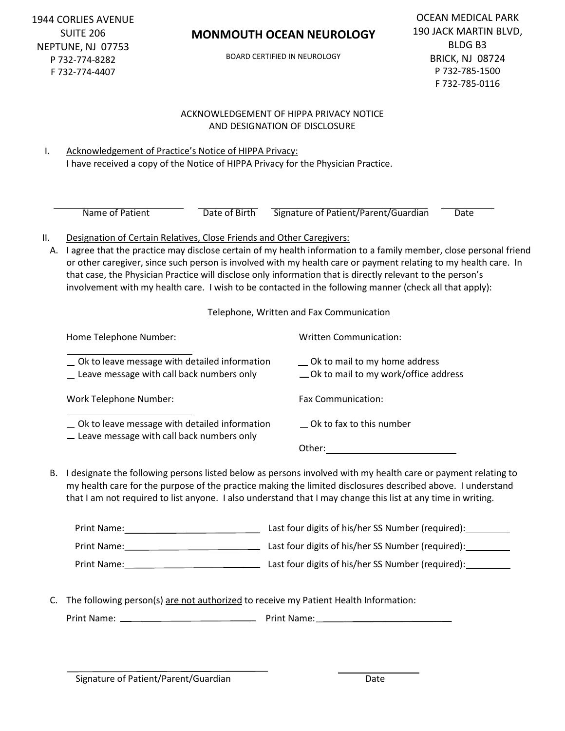1944 CORLIES AVENUE
SUITE 206
NEPTUNE, NJ 07753
P 732-774-8282
F 732-774-4407

# MONMOUTH OCEAN NEUROLOGY

BOARD CERTIFIED IN NEUROLOGY

OCEAN MEDICAL PARK
190 JACK MARTIN BLVD,
BLDG B3
BRICK, NJ 08724
P 732-785-1500
F 732-785-0116

## ACKNOWLEDGEMENT OF HIPPA PRIVACY NOTICE AND DESIGNATION OF DISCLOSURE

I. Acknowledgement of Practice's Notice of HIPPA Privacy:
I have received a copy of the Notice of HIPPA Privacy for the Physician Practice.

| \_\_\_\_\_\_\_\_\_\_\_\_\_\_\_\_ | \_\_\_\_\_\_\_\_\_ | \_\_\_\_\_\_\_\_\_\_\_\_\_\_\_\_\_\_\_\_ | \_\_\_\_\_\_\_ |
|---|---|---|---|
| Name of Patient | Date of Birth | Signature of Patient/Parent/Guardian | Date |

II. Designation of Certain Relatives, Close Friends and Other Caregivers:

A. I agree that the practice may disclose certain of my health information to a family member, close personal friend or other caregiver, since such person is involved with my health care or payment relating to my health care. In that case, the Physician Practice will disclose only information that is directly relevant to the person's involvement with my health care. I wish to be contacted in the following manner (check all that apply):

Telephone, Written and Fax Communication

Home Telephone Number:

\_\_\_\_\_\_\_\_\_\_\_\_\_\_\_\_\_\_\_\_

\_ Ok to leave message with detailed information
\_ Leave message with call back numbers only

Work Telephone Number:

\_\_\_\_\_\_\_\_\_\_\_\_\_\_\_\_\_\_\_\_

\_ Ok to leave message with detailed information
\_ Leave message with call back numbers only

Written Communication:

\_ Ok to mail to my home address
\_ Ok to mail to my work/office address

Fax Communication:

\_ Ok to fax to this number

Other: \_\_\_\_\_\_\_\_\_\_\_\_\_\_\_\_\_\_\_\_

B. I designate the following persons listed below as persons involved with my health care or payment relating to my health care for the purpose of the practice making the limited disclosures described above. I understand that I am not required to list anyone. I also understand that I may change this list at any time in writing.

Print Name: \_\_\_\_\_\_\_\_\_\_\_\_\_\_\_\_\_\_\_\_ Last four digits of his/her SS Number (required): \_\_\_\_\_\_\_\_

Print Name: \_\_\_\_\_\_\_\_\_\_\_\_\_\_\_\_\_\_\_\_ Last four digits of his/her SS Number (required): \_\_\_\_\_\_\_\_

Print Name: \_\_\_\_\_\_\_\_\_\_\_\_\_\_\_\_\_\_\_\_ Last four digits of his/her SS Number (required): \_\_\_\_\_\_\_\_

C. The following person(s) <u>are not authorized</u> to receive my Patient Health Information:

Print Name: \_\_\_\_\_\_\_\_\_\_\_\_\_\_\_\_\_\_\_\_ Print Name: \_\_\_\_\_\_\_\_\_\_\_\_\_\_\_\_\_\_\_\_

\_\_\_\_\_\_\_\_\_\_\_\_\_\_\_\_\_\_\_\_\_\_\_\_\_\_ \_\_\_\_\_\_\_\_\_\_\_\_
Signature of Patient/Parent/Guardian Date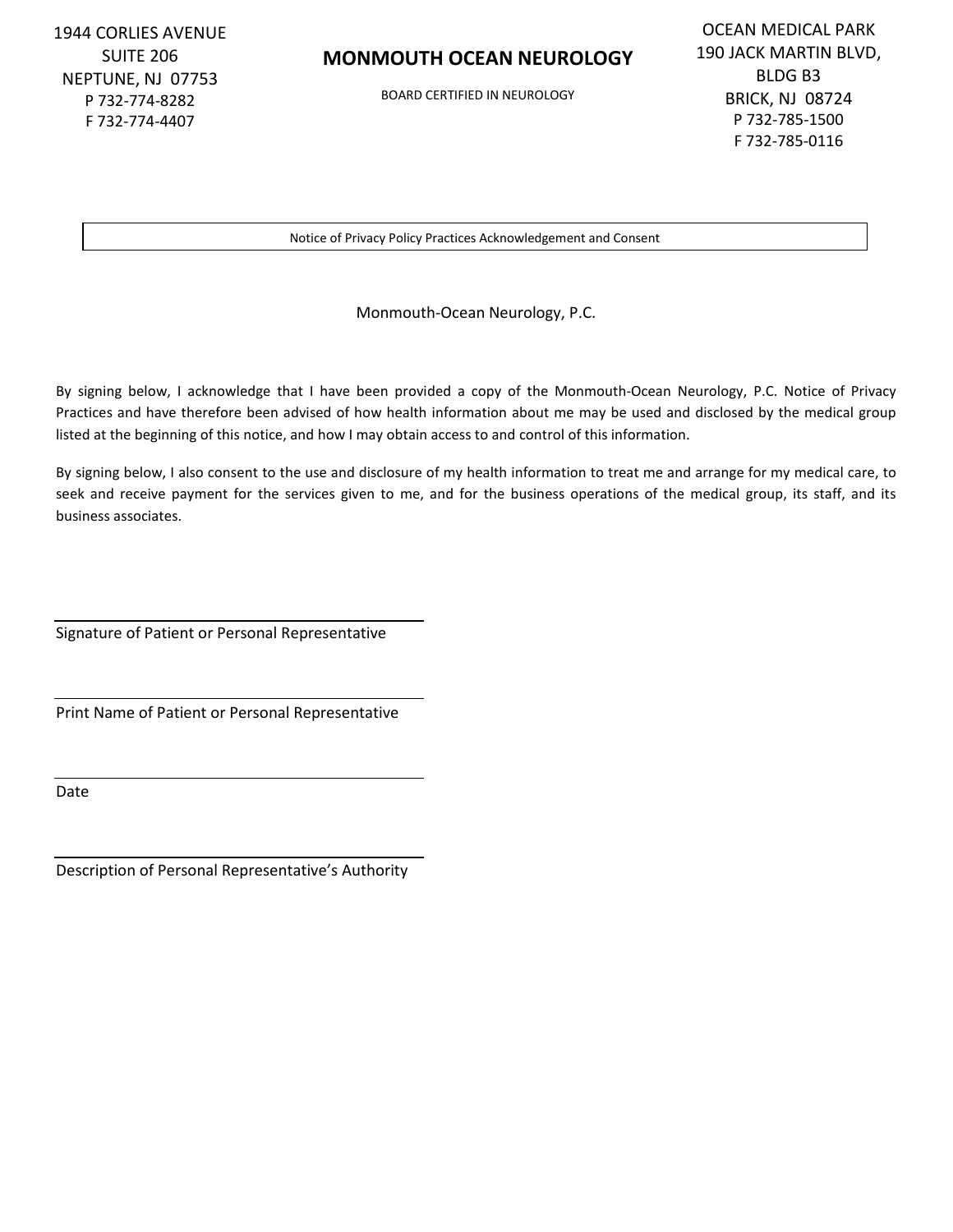1944 CORLIES AVENUE
SUITE 206
NEPTUNE, NJ 07753
P 732-774-8282
F 732-774-4407

# MONMOUTH OCEAN NEUROLOGY

BOARD CERTIFIED IN NEUROLOGY

OCEAN MEDICAL PARK
190 JACK MARTIN BLVD,
BLDG B3
BRICK, NJ 08724
P 732-785-1500
F 732-785-0116

## Notice of Privacy Policy Practices Acknowledgement and Consent

Monmouth-Ocean Neurology, P.C.

By signing below, I acknowledge that I have been provided a copy of the Monmouth-Ocean Neurology, P.C. Notice of Privacy Practices and have therefore been advised of how health information about me may be used and disclosed by the medical group listed at the beginning of this notice, and how I may obtain access to and control of this information.

By signing below, I also consent to the use and disclosure of my health information to treat me and arrange for my medical care, to seek and receive payment for the services given to me, and for the business operations of the medical group, its staff, and its business associates.

______________________________
Signature of Patient or Personal Representative

______________________________
Print Name of Patient or Personal Representative

______________________________
Date

______________________________
Description of Personal Representative's Authority